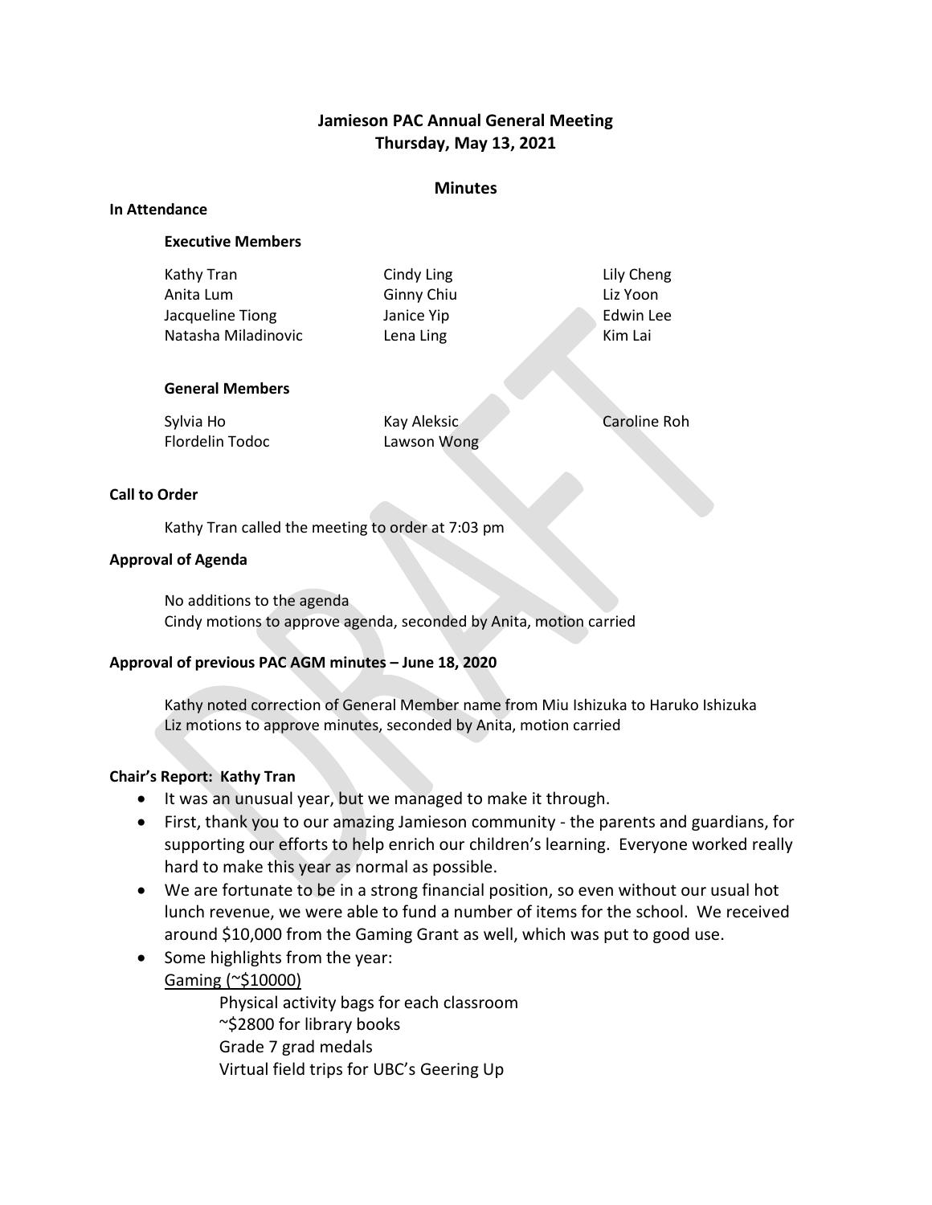# Jamieson PAC Annual General Meeting
## Thursday, May 13, 2021

### Minutes

**In Attendance**

**Executive Members**

| | | |
|---|---|---|
| Kathy Tran | Cindy Ling | Lily Cheng |
| Anita Lum | Ginny Chiu | Liz Yoon |
| Jacqueline Tiong | Janice Yip | Edwin Lee |
| Natasha Miladinovic | Lena Ling | Kim Lai |

**General Members**

| | | |
|---|---|---|
| Sylvia Ho | Kay Aleksic | Caroline Roh |
| Flordelin Todoc | Lawson Wong | |

**Call to Order**

Kathy Tran called the meeting to order at 7:03 pm

**Approval of Agenda**

No additions to the agenda
Cindy motions to approve agenda, seconded by Anita, motion carried

**Approval of previous PAC AGM minutes – June 18, 2020**

Kathy noted correction of General Member name from Miu Ishizuka to Haruko Ishizuka
Liz motions to approve minutes, seconded by Anita, motion carried

**Chair's Report: Kathy Tran**

- It was an unusual year, but we managed to make it through.
- First, thank you to our amazing Jamieson community - the parents and guardians, for supporting our efforts to help enrich our children's learning. Everyone worked really hard to make this year as normal as possible.
- We are fortunate to be in a strong financial position, so even without our usual hot lunch revenue, we were able to fund a number of items for the school. We received around $10,000 from the Gaming Grant as well, which was put to good use.
- Some highlights from the year:

  Gaming (~$10000)

  - Physical activity bags for each classroom
  - ~$2800 for library books
  - Grade 7 grad medals
  - Virtual field trips for UBC's Geering Up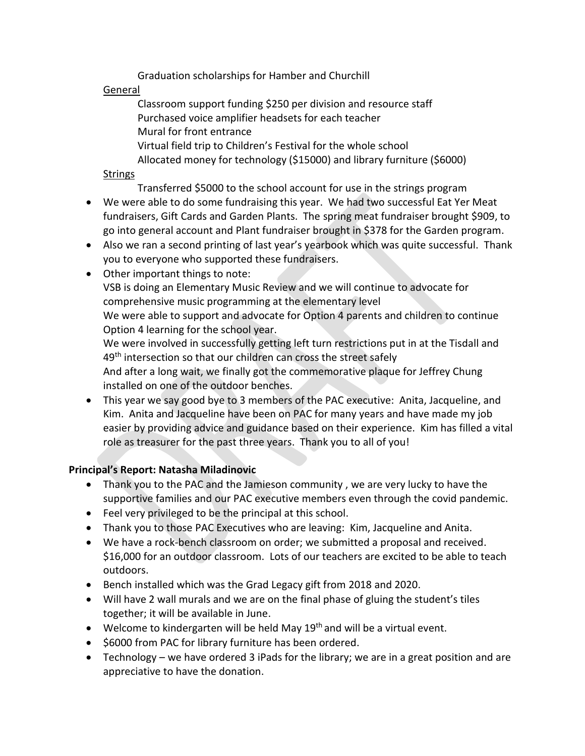Graduation scholarships for Hamber and Churchill

General

Classroom support funding $250 per division and resource staff
Purchased voice amplifier headsets for each teacher
Mural for front entrance
Virtual field trip to Children's Festival for the whole school
Allocated money for technology ($15000) and library furniture ($6000)

Strings

Transferred $5000 to the school account for use in the strings program

- We were able to do some fundraising this year. We had two successful Eat Yer Meat fundraisers, Gift Cards and Garden Plants. The spring meat fundraiser brought $909, to go into general account and Plant fundraiser brought in $378 for the Garden program.
- Also we ran a second printing of last year's yearbook which was quite successful. Thank you to everyone who supported these fundraisers.
- Other important things to note:
  VSB is doing an Elementary Music Review and we will continue to advocate for comprehensive music programming at the elementary level
  We were able to support and advocate for Option 4 parents and children to continue Option 4 learning for the school year.
  We were involved in successfully getting left turn restrictions put in at the Tisdall and 49th intersection so that our children can cross the street safely
  And after a long wait, we finally got the commemorative plaque for Jeffrey Chung installed on one of the outdoor benches.
- This year we say good bye to 3 members of the PAC executive: Anita, Jacqueline, and Kim. Anita and Jacqueline have been on PAC for many years and have made my job easier by providing advice and guidance based on their experience. Kim has filled a vital role as treasurer for the past three years. Thank you to all of you!

**Principal's Report: Natasha Miladinovic**

- Thank you to the PAC and the Jamieson community , we are very lucky to have the supportive families and our PAC executive members even through the covid pandemic.
- Feel very privileged to be the principal at this school.
- Thank you to those PAC Executives who are leaving: Kim, Jacqueline and Anita.
- We have a rock-bench classroom on order; we submitted a proposal and received. $16,000 for an outdoor classroom. Lots of our teachers are excited to be able to teach outdoors.
- Bench installed which was the Grad Legacy gift from 2018 and 2020.
- Will have 2 wall murals and we are on the final phase of gluing the student's tiles together; it will be available in June.
- Welcome to kindergarten will be held May 19th and will be a virtual event.
- $6000 from PAC for library furniture has been ordered.
- Technology – we have ordered 3 iPads for the library; we are in a great position and are appreciative to have the donation.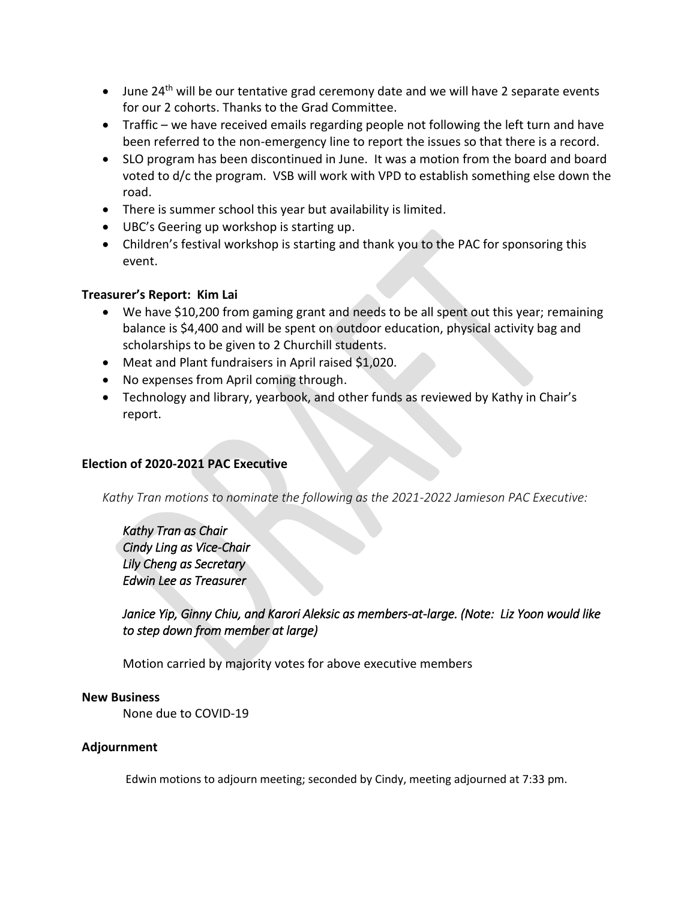- June 24th will be our tentative grad ceremony date and we will have 2 separate events for our 2 cohorts. Thanks to the Grad Committee.
- Traffic – we have received emails regarding people not following the left turn and have been referred to the non-emergency line to report the issues so that there is a record.
- SLO program has been discontinued in June. It was a motion from the board and board voted to d/c the program. VSB will work with VPD to establish something else down the road.
- There is summer school this year but availability is limited.
- UBC's Geering up workshop is starting up.
- Children's festival workshop is starting and thank you to the PAC for sponsoring this event.

**Treasurer's Report: Kim Lai**

- We have $10,200 from gaming grant and needs to be all spent out this year; remaining balance is $4,400 and will be spent on outdoor education, physical activity bag and scholarships to be given to 2 Churchill students.
- Meat and Plant fundraisers in April raised $1,020.
- No expenses from April coming through.
- Technology and library, yearbook, and other funds as reviewed by Kathy in Chair's report.

**Election of 2020-2021 PAC Executive**

*Kathy Tran motions to nominate the following as the 2021-2022 Jamieson PAC Executive:*

*Kathy Tran as Chair*
*Cindy Ling as Vice-Chair*
*Lily Cheng as Secretary*
*Edwin Lee as Treasurer*

*Janice Yip, Ginny Chiu, and Karori Aleksic as members-at-large. (Note: Liz Yoon would like to step down from member at large)*

Motion carried by majority votes for above executive members

**New Business**

None due to COVID-19

**Adjournment**

Edwin motions to adjourn meeting; seconded by Cindy, meeting adjourned at 7:33 pm.